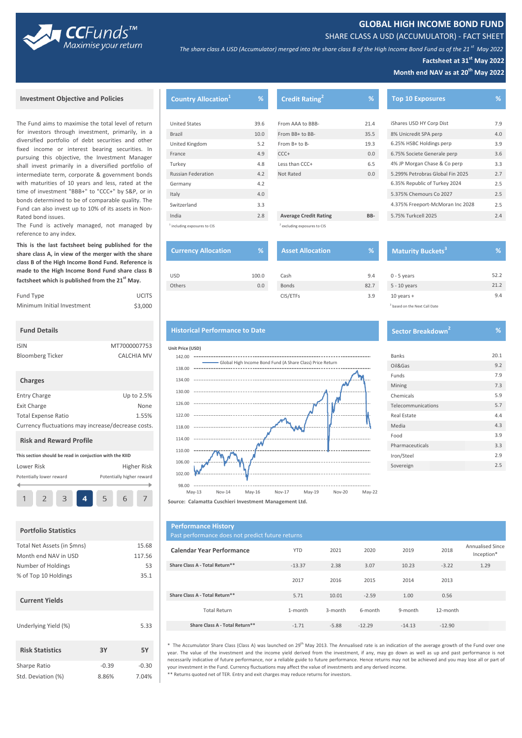# GLOBAL HIGH INCOME BOND FUND

## SHARE CLASS A USD (ACCUMULATOR) - FACT SHEET

*The share class A USD (Accumulator) merged into the share class B of the High Income Bond Fund as of the 21st May 2022*

**Factsheet at 31st May 2022**

**Month end NAV as at 20th May 2022**

### Investment Objective and Policies

The Fund aims to maximise the total level of return for investors through investment, primarily, in a diversified portfolio of debt securities and other fixed income or interest bearing securities. In pursuing this objective, the Investment Manager shall invest primarily in a diversified portfolio of intermediate term, corporate & government bonds with maturities of 10 years and less, rated at the time of investment "BBB+" to "CCC+" by S&P, or in bonds determined to be of comparable quality. The Fund can also invest up to 10% of its assets in Non-Rated bond issues.

The Fund is actively managed, not managed by reference to any index.

**This is the last factsheet being published for the share class A, in view of the merger with the share class B of the High Income Bond Fund. Reference is made to the High Income Bond Fund share class B factsheet which is published from the 21st May.**

| | |
|---|---|
| Fund Type | UCITS |
| Minimum Initial Investment | $3,000 |

### Fund Details

| | |
|---|---|
| ISIN | MT7000007753 |
| Bloomberg Ticker | CALCHIA MV |

### Charges

| | |
|---|---|
| Entry Charge | Up to 2.5% |
| Exit Charge | None |
| Total Expense Ratio | 1.55% |

Currency fluctuations may increase/decrease costs.

### Risk and Reward Profile

This section should be read in conjuction with the KIID

Lower Risk — Higher Risk

Potentially lower reward — Potentially higher reward

1 | 2 | 3 | **4** | 5 | 6 | 7

### Portfolio Statistics

| | |
|---|---|
| Total Net Assets (in $mns) | 15.68 |
| Month end NAV in USD | 117.56 |
| Number of Holdings | 53 |
| % of Top 10 Holdings | 35.1 |

### Current Yields

| | |
|---|---|
| Underlying Yield (%) | 5.33 |

### Risk Statistics

| | 3Y | 5Y |
|---|---|---|
| Sharpe Ratio | -0.39 | -0.30 |
| Std. Deviation (%) | 8.86% | 7.04% |

### Country Allocation[1]

| Country | % |
|---|---|
| United States | 39.6 |
| Brazil | 10.0 |
| United Kingdom | 5.2 |
| France | 4.9 |
| Turkey | 4.8 |
| Russian Federation | 4.2 |
| Germany | 4.2 |
| Italy | 4.0 |
| Switzerland | 3.3 |
| India | 2.8 |

[1] including exposures to CIS

### Credit Rating[2]

| Rating | % |
|---|---|
| From AAA to BBB- | 21.4 |
| From BB+ to BB- | 35.5 |
| From B+ to B- | 19.3 |
| CCC+ | 0.0 |
| Less than CCC+ | 6.5 |
| Not Rated | 0.0 |
| **Average Credit Rating** | **BB-** |

[2] excluding exposures to CIS

### Top 10 Exposures

| Exposure | % |
|---|---|
| iShares USD HY Corp Dist | 7.9 |
| 8% Unicredit SPA perp | 4.0 |
| 6.25% HSBC Holdings perp | 3.9 |
| 6.75% Societe Generale perp | 3.6 |
| 4% JP Morgan Chase & Co perp | 3.3 |
| 5.299% Petrobras Global Fin 2025 | 2.7 |
| 6.35% Republic of Turkey 2024 | 2.5 |
| 5.375% Chemours Co 2027 | 2.5 |
| 4.375% Freeport-McMoran Inc 2028 | 2.5 |
| 5.75% Turkcell 2025 | 2.4 |

### Currency Allocation

| Currency | % |
|---|---|
| USD | 100.0 |
| Others | 0.0 |

### Asset Allocation

| Asset | % |
|---|---|
| Cash | 9.4 |
| Bonds | 82.7 |
| CIS/ETFs | 3.9 |

### Maturity Buckets[3]

| Maturity | % |
|---|---|
| 0 - 5 years | 52.2 |
| 5 - 10 years | 21.2 |
| 10 years + | 9.4 |

[3] based on the Next Call Date

### Historical Performance to Date

Unit Price (USD)

Global High Income Bond Fund (A Share Class) Price Return

Source: Calamatta Cuschieri Investment Management Ltd.

### Sector Breakdown[2]

| Sector | % |
|---|---|
| Banks | 20.1 |
| Oil&Gas | 9.2 |
| Funds | 7.9 |
| Mining | 7.3 |
| Chemicals | 5.9 |
| Telecommunications | 5.7 |
| Real Estate | 4.4 |
| Media | 4.3 |
| Food | 3.9 |
| Pharmaceuticals | 3.3 |
| Iron/Steel | 2.9 |
| Sovereign | 2.5 |

### Performance History

Past performance does not predict future returns

| Calendar Year Performance | YTD | 2021 | 2020 | 2019 | 2018 | Annualised Since Inception* |
|---|---|---|---|---|---|---|
| Share Class A - Total Return** | -13.37 | 2.38 | 3.07 | 10.23 | -3.22 | 1.29 |
| | 2017 | 2016 | 2015 | 2014 | 2013 | |
| Share Class A - Total Return** | 5.71 | 10.01 | -2.59 | 1.00 | 0.56 | |
| Total Return | 1-month | 3-month | 6-month | 9-month | 12-month | |
| Share Class A - Total Return** | -1.71 | -5.88 | -12.29 | -14.13 | -12.90 | |

\* The Accumulator Share Class (Class A) was launched on 29th May 2013. The Annualised rate is an indication of the average growth of the Fund over one year. The value of the investment and the income yield derived from the investment, if any, may go down as well as up and past performance is not necessarily indicative of future performance, nor a reliable guide to future performance. Hence returns may not be achieved and you may lose all or part of your investment in the Fund. Currency fluctuations may affect the value of investments and any derived income.

** Returns quoted net of TER. Entry and exit charges may reduce returns for investors.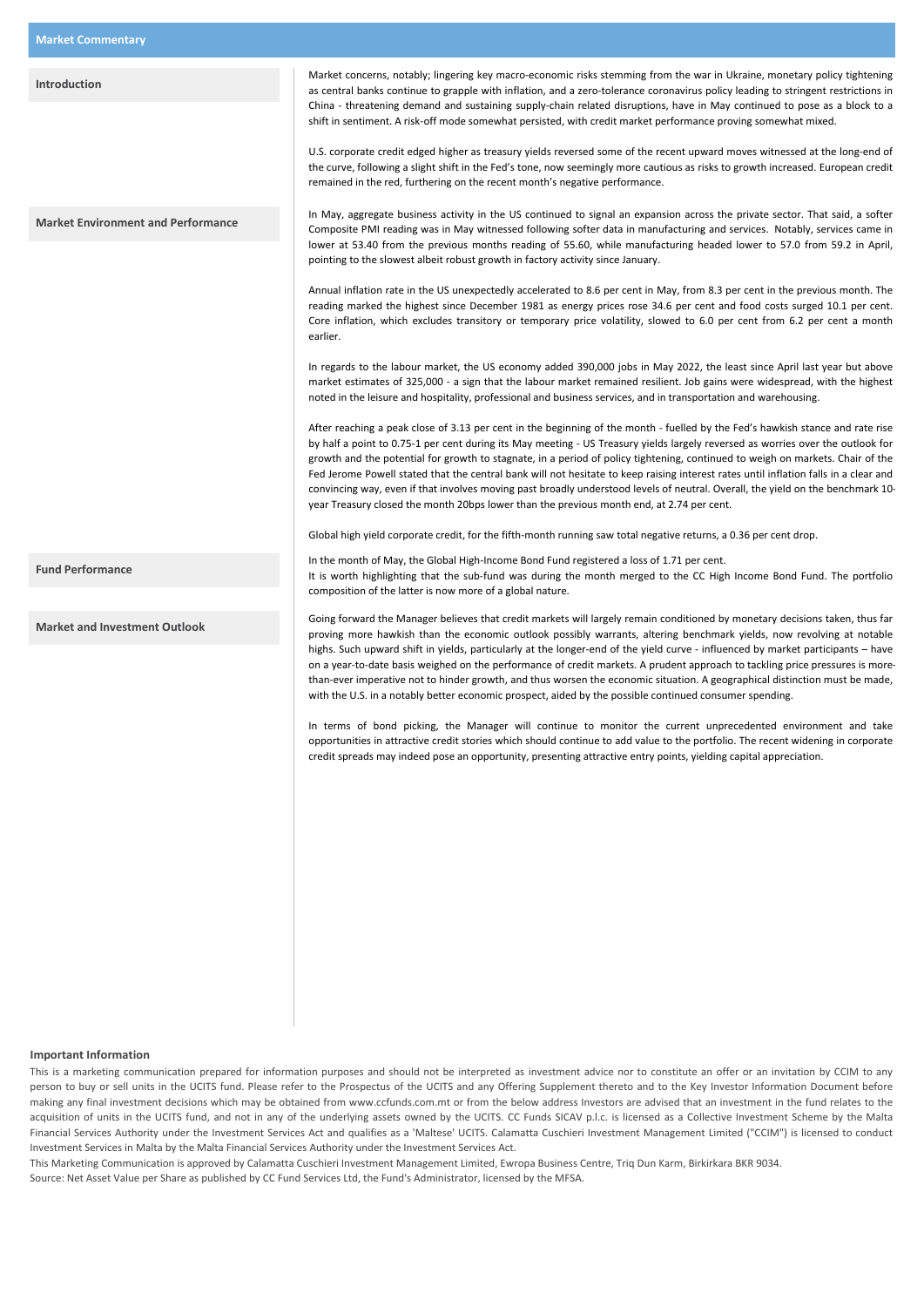## Market Commentary

### Introduction

Market concerns, notably; lingering key macro-economic risks stemming from the war in Ukraine, monetary policy tightening as central banks continue to grapple with inflation, and a zero-tolerance coronavirus policy leading to stringent restrictions in China - threatening demand and sustaining supply-chain related disruptions, have in May continued to pose as a block to a shift in sentiment. A risk-off mode somewhat persisted, with credit market performance proving somewhat mixed.

U.S. corporate credit edged higher as treasury yields reversed some of the recent upward moves witnessed at the long-end of the curve, following a slight shift in the Fed's tone, now seemingly more cautious as risks to growth increased. European credit remained in the red, furthering on the recent month's negative performance.

### Market Environment and Performance

In May, aggregate business activity in the US continued to signal an expansion across the private sector. That said, a softer Composite PMI reading was in May witnessed following softer data in manufacturing and services. Notably, services came in lower at 53.40 from the previous months reading of 55.60, while manufacturing headed lower to 57.0 from 59.2 in April, pointing to the slowest albeit robust growth in factory activity since January.

Annual inflation rate in the US unexpectedly accelerated to 8.6 per cent in May, from 8.3 per cent in the previous month. The reading marked the highest since December 1981 as energy prices rose 34.6 per cent and food costs surged 10.1 per cent. Core inflation, which excludes transitory or temporary price volatility, slowed to 6.0 per cent from 6.2 per cent a month earlier.

In regards to the labour market, the US economy added 390,000 jobs in May 2022, the least since April last year but above market estimates of 325,000 - a sign that the labour market remained resilient. Job gains were widespread, with the highest noted in the leisure and hospitality, professional and business services, and in transportation and warehousing.

After reaching a peak close of 3.13 per cent in the beginning of the month - fuelled by the Fed's hawkish stance and rate rise by half a point to 0.75-1 per cent during its May meeting - US Treasury yields largely reversed as worries over the outlook for growth and the potential for growth to stagnate, in a period of policy tightening, continued to weigh on markets. Chair of the Fed Jerome Powell stated that the central bank will not hesitate to keep raising interest rates until inflation falls in a clear and convincing way, even if that involves moving past broadly understood levels of neutral. Overall, the yield on the benchmark 10-year Treasury closed the month 20bps lower than the previous month end, at 2.74 per cent.

Global high yield corporate credit, for the fifth-month running saw total negative returns, a 0.36 per cent drop.

### Fund Performance

In the month of May, the Global High-Income Bond Fund registered a loss of 1.71 per cent.
It is worth highlighting that the sub-fund was during the month merged to the CC High Income Bond Fund. The portfolio composition of the latter is now more of a global nature.

### Market and Investment Outlook

Going forward the Manager believes that credit markets will largely remain conditioned by monetary decisions taken, thus far proving more hawkish than the economic outlook possibly warrants, altering benchmark yields, now revolving at notable highs. Such upward shift in yields, particularly at the longer-end of the yield curve - influenced by market participants – have on a year-to-date basis weighed on the performance of credit markets. A prudent approach to tackling price pressures is more-than-ever imperative not to hinder growth, and thus worsen the economic situation. A geographical distinction must be made, with the U.S. in a notably better economic prospect, aided by the possible continued consumer spending.

In terms of bond picking, the Manager will continue to monitor the current unprecedented environment and take opportunities in attractive credit stories which should continue to add value to the portfolio. The recent widening in corporate credit spreads may indeed pose an opportunity, presenting attractive entry points, yielding capital appreciation.

**Important Information**

This is a marketing communication prepared for information purposes and should not be interpreted as investment advice nor to constitute an offer or an invitation by CCIM to any person to buy or sell units in the UCITS fund. Please refer to the Prospectus of the UCITS and any Offering Supplement thereto and to the Key Investor Information Document before making any final investment decisions which may be obtained from www.ccfunds.com.mt or from the below address Investors are advised that an investment in the fund relates to the acquisition of units in the UCITS fund, and not in any of the underlying assets owned by the UCITS. CC Funds SICAV p.l.c. is licensed as a Collective Investment Scheme by the Malta Financial Services Authority under the Investment Services Act and qualifies as a 'Maltese' UCITS. Calamatta Cuschieri Investment Management Limited ("CCIM") is licensed to conduct Investment Services in Malta by the Malta Financial Services Authority under the Investment Services Act.

This Marketing Communication is approved by Calamatta Cuschieri Investment Management Limited, Ewropa Business Centre, Triq Dun Karm, Birkirkara BKR 9034.
Source: Net Asset Value per Share as published by CC Fund Services Ltd, the Fund's Administrator, licensed by the MFSA.